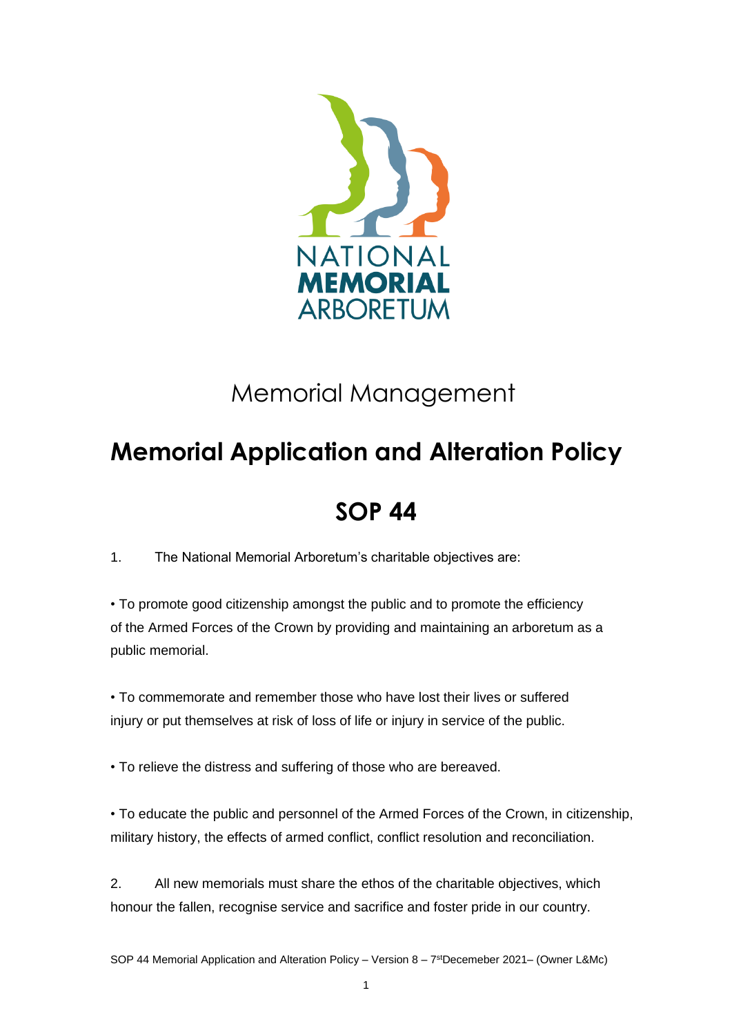NATIONAL
**MEMORIAL**
ARBORETUM

# Memorial Management

## Memorial Application and Alteration Policy

## SOP 44

1. The National Memorial Arboretum's charitable objectives are:

• To promote good citizenship amongst the public and to promote the efficiency of the Armed Forces of the Crown by providing and maintaining an arboretum as a public memorial.

• To commemorate and remember those who have lost their lives or suffered injury or put themselves at risk of loss of life or injury in service of the public.

• To relieve the distress and suffering of those who are bereaved.

• To educate the public and personnel of the Armed Forces of the Crown, in citizenship, military history, the effects of armed conflict, conflict resolution and reconciliation.

2. All new memorials must share the ethos of the charitable objectives, which honour the fallen, recognise service and sacrifice and foster pride in our country.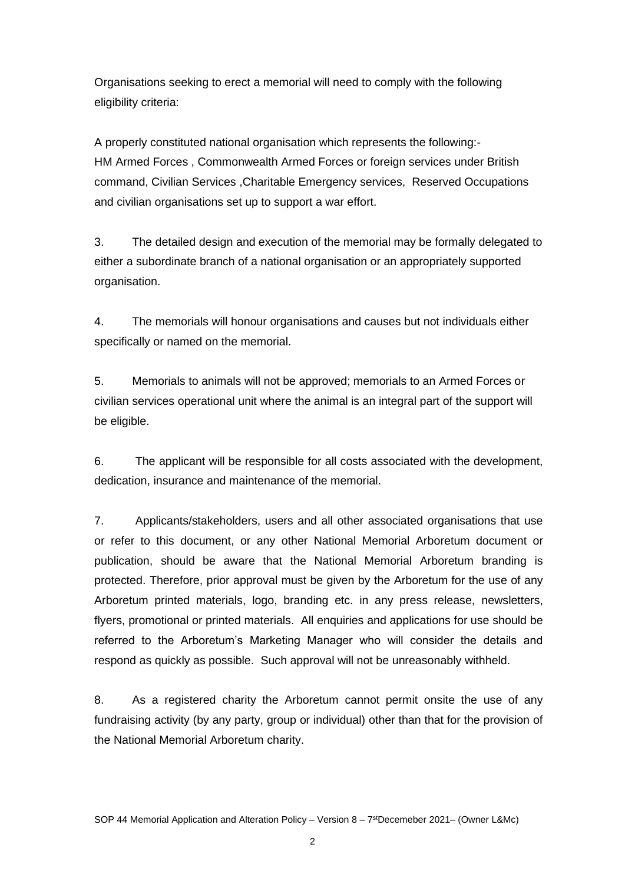Organisations seeking to erect a memorial will need to comply with the following eligibility criteria:

A properly constituted national organisation which represents the following:-
HM Armed Forces , Commonwealth Armed Forces or foreign services under British command, Civilian Services ,Charitable Emergency services, Reserved Occupations and civilian organisations set up to support a war effort.

3. The detailed design and execution of the memorial may be formally delegated to either a subordinate branch of a national organisation or an appropriately supported organisation.

4. The memorials will honour organisations and causes but not individuals either specifically or named on the memorial.

5. Memorials to animals will not be approved; memorials to an Armed Forces or civilian services operational unit where the animal is an integral part of the support will be eligible.

6. The applicant will be responsible for all costs associated with the development, dedication, insurance and maintenance of the memorial.

7. Applicants/stakeholders, users and all other associated organisations that use or refer to this document, or any other National Memorial Arboretum document or publication, should be aware that the National Memorial Arboretum branding is protected. Therefore, prior approval must be given by the Arboretum for the use of any Arboretum printed materials, logo, branding etc. in any press release, newsletters, flyers, promotional or printed materials. All enquiries and applications for use should be referred to the Arboretum's Marketing Manager who will consider the details and respond as quickly as possible. Such approval will not be unreasonably withheld.

8. As a registered charity the Arboretum cannot permit onsite the use of any fundraising activity (by any party, group or individual) other than that for the provision of the National Memorial Arboretum charity.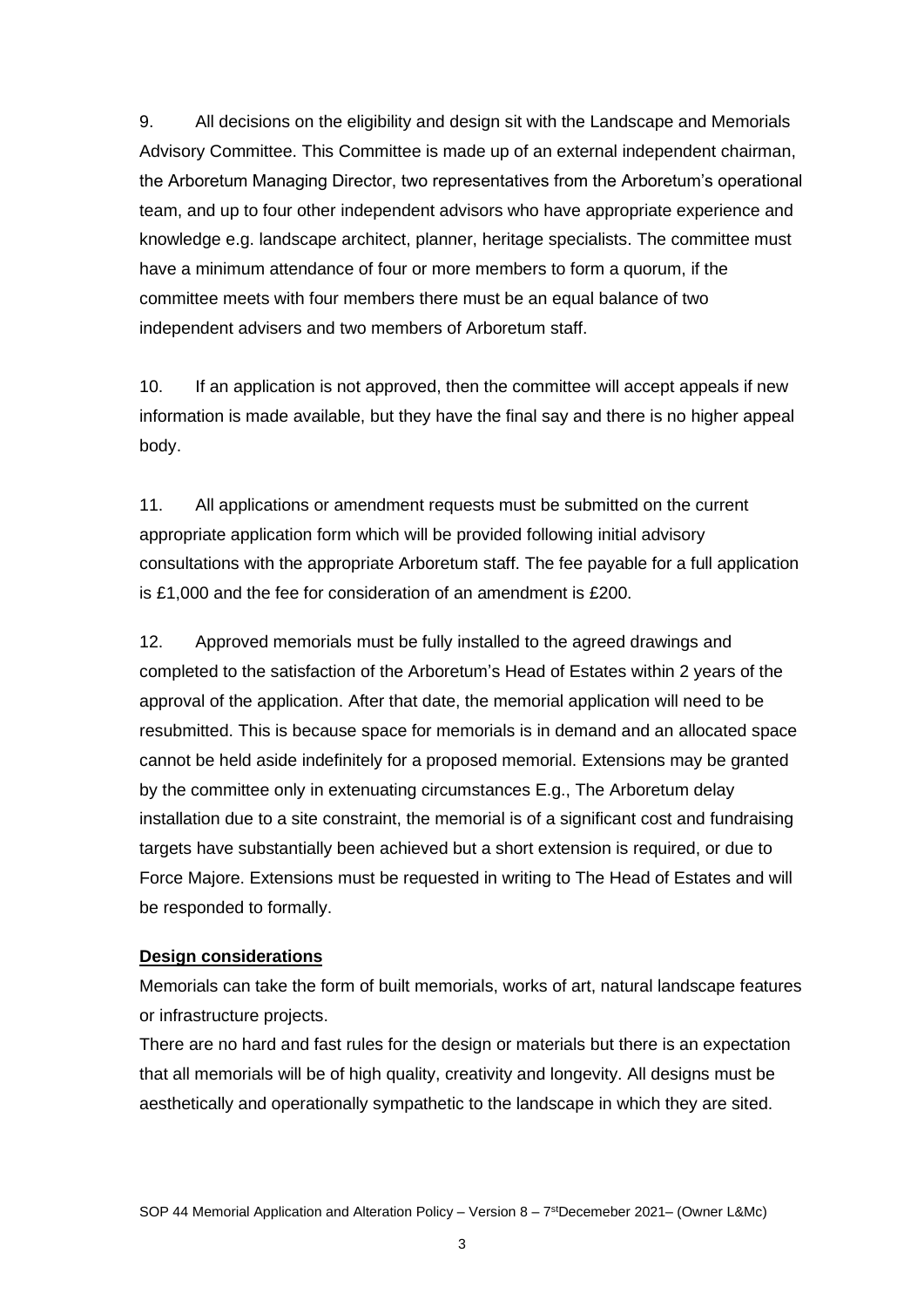9. All decisions on the eligibility and design sit with the Landscape and Memorials Advisory Committee. This Committee is made up of an external independent chairman, the Arboretum Managing Director, two representatives from the Arboretum's operational team, and up to four other independent advisors who have appropriate experience and knowledge e.g. landscape architect, planner, heritage specialists. The committee must have a minimum attendance of four or more members to form a quorum, if the committee meets with four members there must be an equal balance of two independent advisers and two members of Arboretum staff.

10. If an application is not approved, then the committee will accept appeals if new information is made available, but they have the final say and there is no higher appeal body.

11. All applications or amendment requests must be submitted on the current appropriate application form which will be provided following initial advisory consultations with the appropriate Arboretum staff. The fee payable for a full application is £1,000 and the fee for consideration of an amendment is £200.

12. Approved memorials must be fully installed to the agreed drawings and completed to the satisfaction of the Arboretum's Head of Estates within 2 years of the approval of the application. After that date, the memorial application will need to be resubmitted. This is because space for memorials is in demand and an allocated space cannot be held aside indefinitely for a proposed memorial. Extensions may be granted by the committee only in extenuating circumstances E.g., The Arboretum delay installation due to a site constraint, the memorial is of a significant cost and fundraising targets have substantially been achieved but a short extension is required, or due to Force Majore. Extensions must be requested in writing to The Head of Estates and will be responded to formally.

**Design considerations**

Memorials can take the form of built memorials, works of art, natural landscape features or infrastructure projects.

There are no hard and fast rules for the design or materials but there is an expectation that all memorials will be of high quality, creativity and longevity. All designs must be aesthetically and operationally sympathetic to the landscape in which they are sited.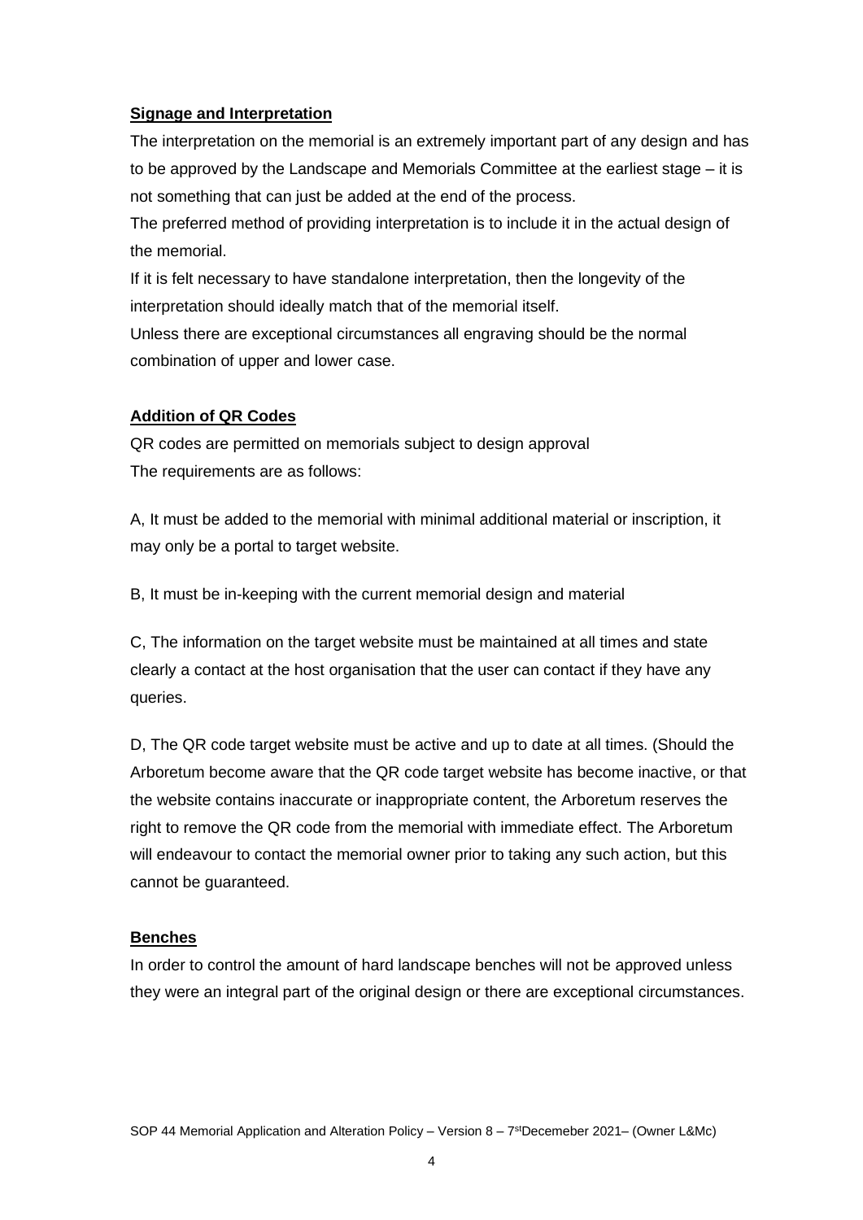**Signage and Interpretation**

The interpretation on the memorial is an extremely important part of any design and has to be approved by the Landscape and Memorials Committee at the earliest stage – it is not something that can just be added at the end of the process.

The preferred method of providing interpretation is to include it in the actual design of the memorial.

If it is felt necessary to have standalone interpretation, then the longevity of the interpretation should ideally match that of the memorial itself.

Unless there are exceptional circumstances all engraving should be the normal combination of upper and lower case.

**Addition of QR Codes**

QR codes are permitted on memorials subject to design approval

The requirements are as follows:

A, It must be added to the memorial with minimal additional material or inscription, it may only be a portal to target website.

B, It must be in-keeping with the current memorial design and material

C, The information on the target website must be maintained at all times and state clearly a contact at the host organisation that the user can contact if they have any queries.

D, The QR code target website must be active and up to date at all times. (Should the Arboretum become aware that the QR code target website has become inactive, or that the website contains inaccurate or inappropriate content, the Arboretum reserves the right to remove the QR code from the memorial with immediate effect. The Arboretum will endeavour to contact the memorial owner prior to taking any such action, but this cannot be guaranteed.

**Benches**

In order to control the amount of hard landscape benches will not be approved unless they were an integral part of the original design or there are exceptional circumstances.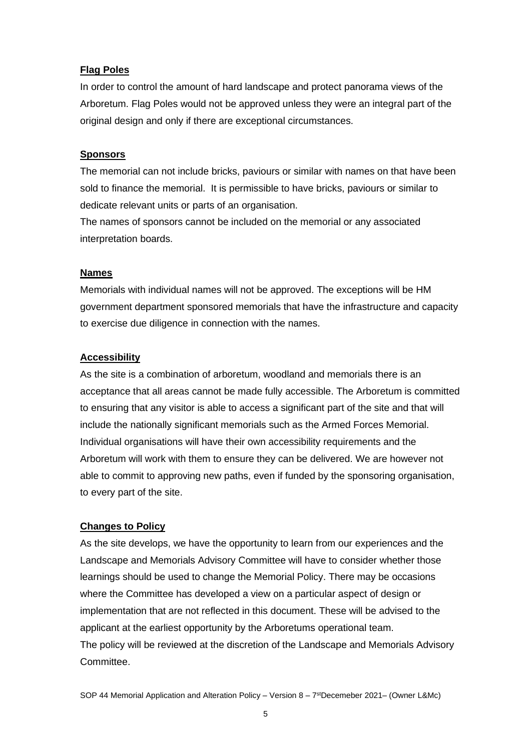**Flag Poles**

In order to control the amount of hard landscape and protect panorama views of the Arboretum. Flag Poles would not be approved unless they were an integral part of the original design and only if there are exceptional circumstances.

**Sponsors**

The memorial can not include bricks, paviours or similar with names on that have been sold to finance the memorial. It is permissible to have bricks, paviours or similar to dedicate relevant units or parts of an organisation.

The names of sponsors cannot be included on the memorial or any associated interpretation boards.

**Names**

Memorials with individual names will not be approved. The exceptions will be HM government department sponsored memorials that have the infrastructure and capacity to exercise due diligence in connection with the names.

**Accessibility**

As the site is a combination of arboretum, woodland and memorials there is an acceptance that all areas cannot be made fully accessible. The Arboretum is committed to ensuring that any visitor is able to access a significant part of the site and that will include the nationally significant memorials such as the Armed Forces Memorial. Individual organisations will have their own accessibility requirements and the Arboretum will work with them to ensure they can be delivered. We are however not able to commit to approving new paths, even if funded by the sponsoring organisation, to every part of the site.

**Changes to Policy**

As the site develops, we have the opportunity to learn from our experiences and the Landscape and Memorials Advisory Committee will have to consider whether those learnings should be used to change the Memorial Policy. There may be occasions where the Committee has developed a view on a particular aspect of design or implementation that are not reflected in this document. These will be advised to the applicant at the earliest opportunity by the Arboretums operational team.

The policy will be reviewed at the discretion of the Landscape and Memorials Advisory Committee.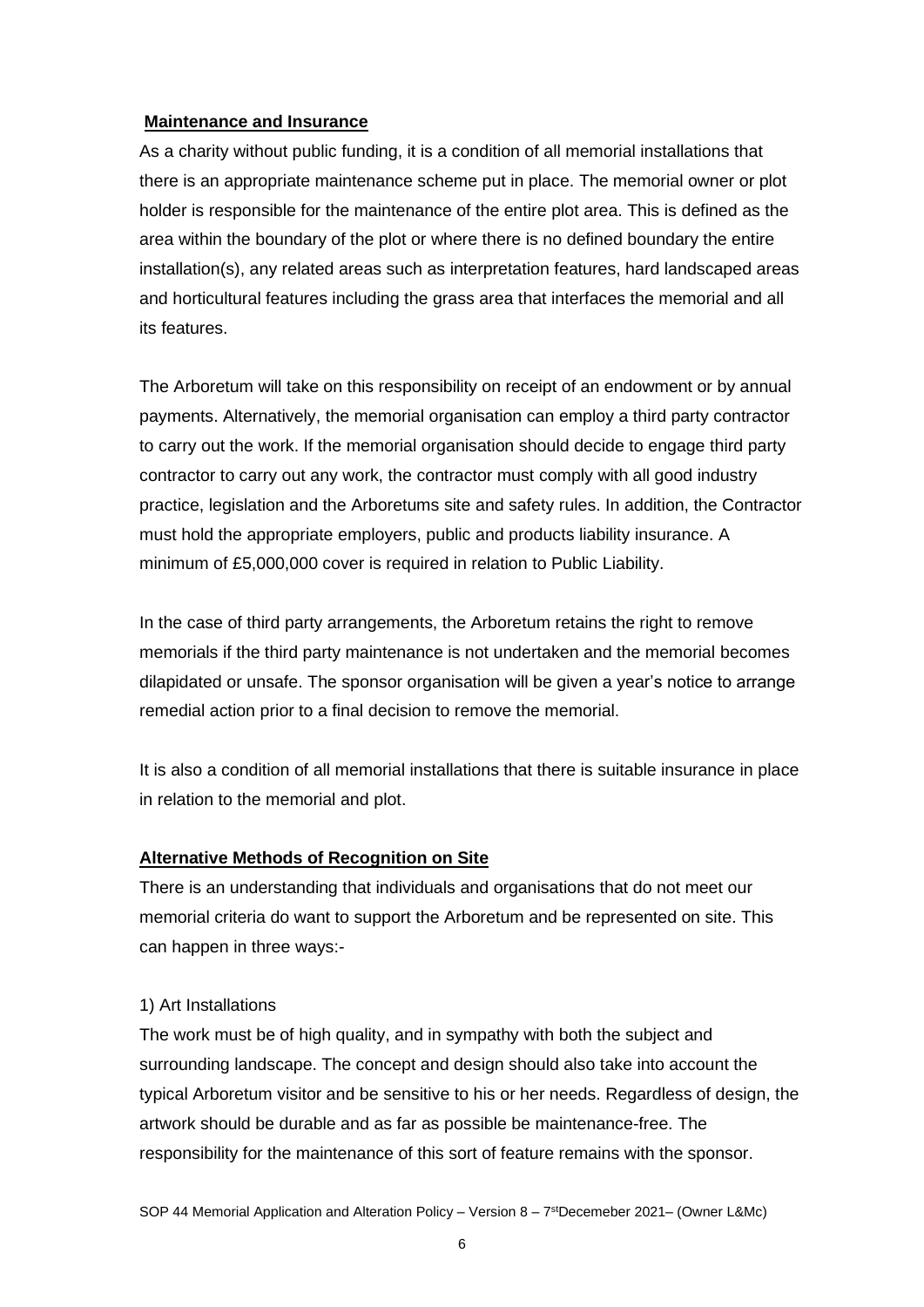**Maintenance and Insurance**

As a charity without public funding, it is a condition of all memorial installations that there is an appropriate maintenance scheme put in place. The memorial owner or plot holder is responsible for the maintenance of the entire plot area. This is defined as the area within the boundary of the plot or where there is no defined boundary the entire installation(s), any related areas such as interpretation features, hard landscaped areas and horticultural features including the grass area that interfaces the memorial and all its features.

The Arboretum will take on this responsibility on receipt of an endowment or by annual payments. Alternatively, the memorial organisation can employ a third party contractor to carry out the work. If the memorial organisation should decide to engage third party contractor to carry out any work, the contractor must comply with all good industry practice, legislation and the Arboretums site and safety rules. In addition, the Contractor must hold the appropriate employers, public and products liability insurance. A minimum of £5,000,000 cover is required in relation to Public Liability.

In the case of third party arrangements, the Arboretum retains the right to remove memorials if the third party maintenance is not undertaken and the memorial becomes dilapidated or unsafe. The sponsor organisation will be given a year's notice to arrange remedial action prior to a final decision to remove the memorial.

It is also a condition of all memorial installations that there is suitable insurance in place in relation to the memorial and plot.

**Alternative Methods of Recognition on Site**

There is an understanding that individuals and organisations that do not meet our memorial criteria do want to support the Arboretum and be represented on site. This can happen in three ways:-

1) Art Installations

The work must be of high quality, and in sympathy with both the subject and surrounding landscape. The concept and design should also take into account the typical Arboretum visitor and be sensitive to his or her needs. Regardless of design, the artwork should be durable and as far as possible be maintenance-free. The responsibility for the maintenance of this sort of feature remains with the sponsor.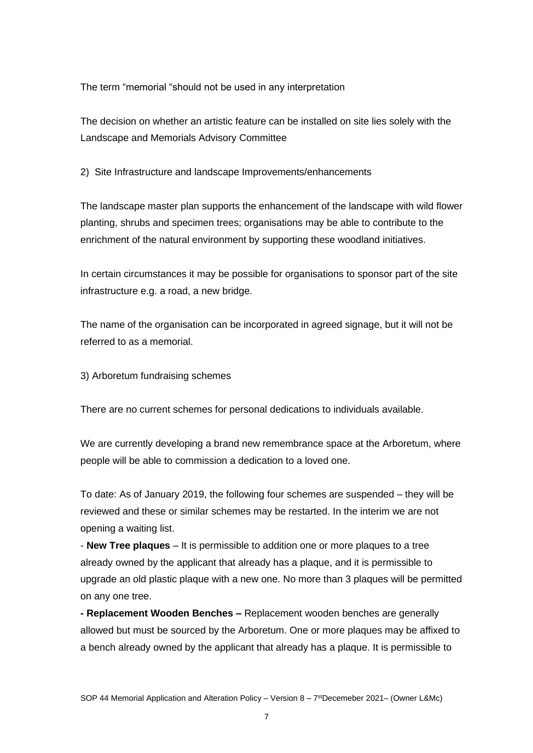The term "memorial "should not be used in any interpretation

The decision on whether an artistic feature can be installed on site lies solely with the Landscape and Memorials Advisory Committee

2) Site Infrastructure and landscape Improvements/enhancements

The landscape master plan supports the enhancement of the landscape with wild flower planting, shrubs and specimen trees; organisations may be able to contribute to the enrichment of the natural environment by supporting these woodland initiatives.

In certain circumstances it may be possible for organisations to sponsor part of the site infrastructure e.g. a road, a new bridge.

The name of the organisation can be incorporated in agreed signage, but it will not be referred to as a memorial.

3) Arboretum fundraising schemes

There are no current schemes for personal dedications to individuals available.

We are currently developing a brand new remembrance space at the Arboretum, where people will be able to commission a dedication to a loved one.

To date: As of January 2019, the following four schemes are suspended – they will be reviewed and these or similar schemes may be restarted. In the interim we are not opening a waiting list.

- **New Tree plaques** – It is permissible to addition one or more plaques to a tree already owned by the applicant that already has a plaque, and it is permissible to upgrade an old plastic plaque with a new one. No more than 3 plaques will be permitted on any one tree.
- **Replacement Wooden Benches –** Replacement wooden benches are generally allowed but must be sourced by the Arboretum. One or more plaques may be affixed to a bench already owned by the applicant that already has a plaque. It is permissible to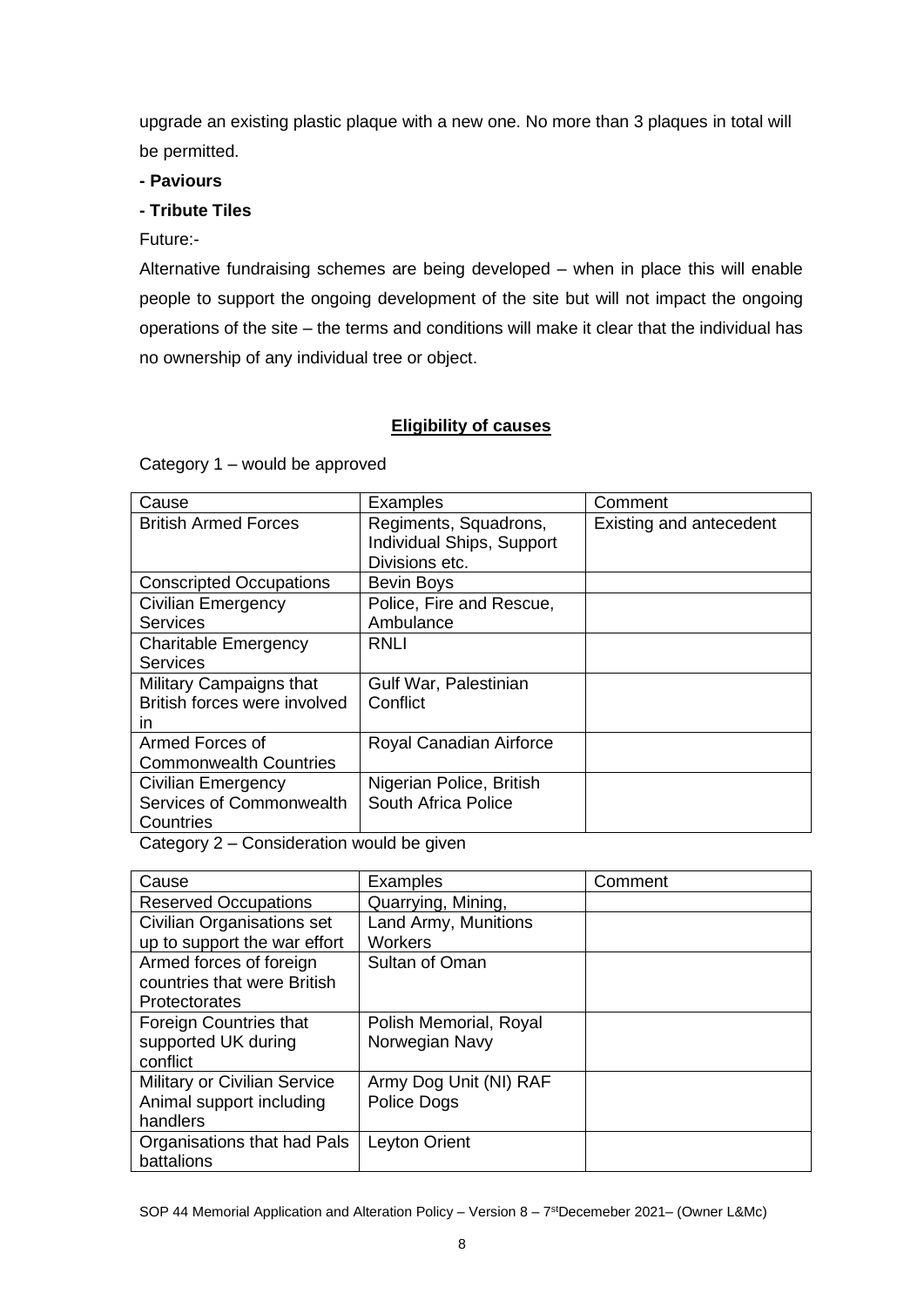upgrade an existing plastic plaque with a new one. No more than 3 plaques in total will be permitted.

**- Paviours**

**- Tribute Tiles**

Future:-

Alternative fundraising schemes are being developed – when in place this will enable people to support the ongoing development of the site but will not impact the ongoing operations of the site – the terms and conditions will make it clear that the individual has no ownership of any individual tree or object.

## Eligibility of causes

Category 1 – would be approved

| Cause | Examples | Comment |
|---|---|---|
| British Armed Forces | Regiments, Squadrons, Individual Ships, Support Divisions etc. | Existing and antecedent |
| Conscripted Occupations | Bevin Boys | |
| Civilian Emergency Services | Police, Fire and Rescue, Ambulance | |
| Charitable Emergency Services | RNLI | |
| Military Campaigns that British forces were involved in | Gulf War, Palestinian Conflict | |
| Armed Forces of Commonwealth Countries | Royal Canadian Airforce | |
| Civilian Emergency Services of Commonwealth Countries | Nigerian Police, British South Africa Police | |

Category 2 – Consideration would be given

| Cause | Examples | Comment |
|---|---|---|
| Reserved Occupations | Quarrying, Mining, | |
| Civilian Organisations set up to support the war effort | Land Army, Munitions Workers | |
| Armed forces of foreign countries that were British Protectorates | Sultan of Oman | |
| Foreign Countries that supported UK during conflict | Polish Memorial, Royal Norwegian Navy | |
| Military or Civilian Service Animal support including handlers | Army Dog Unit (NI) RAF Police Dogs | |
| Organisations that had Pals battalions | Leyton Orient | |

SOP 44 Memorial Application and Alteration Policy – Version 8 – 7st Decemeber 2021– (Owner L&Mc)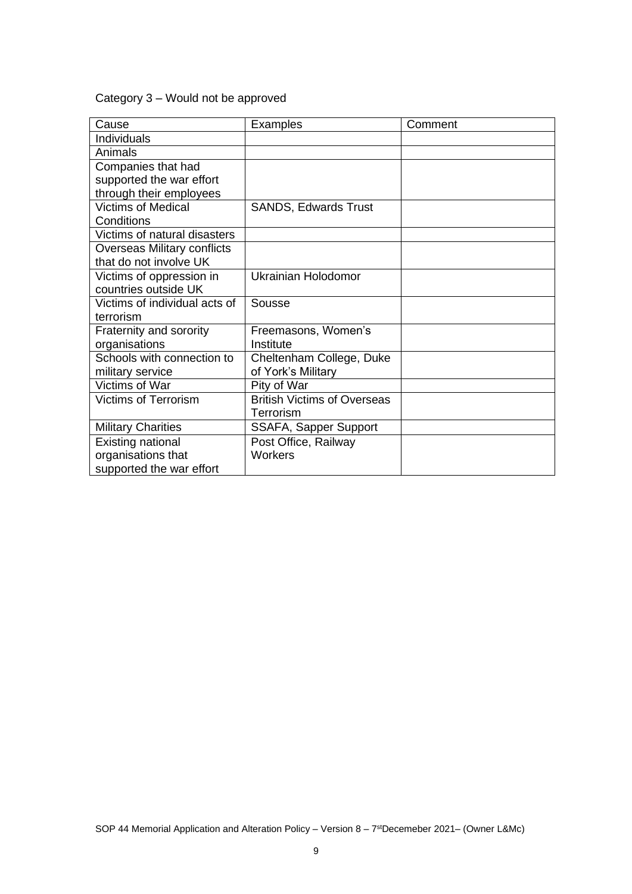Category 3 – Would not be approved

| Cause | Examples | Comment |
|---|---|---|
| Individuals | | |
| Animals | | |
| Companies that had supported the war effort through their employees | | |
| Victims of Medical Conditions | SANDS, Edwards Trust | |
| Victims of natural disasters | | |
| Overseas Military conflicts that do not involve UK | | |
| Victims of oppression in countries outside UK | Ukrainian Holodomor | |
| Victims of individual acts of terrorism | Sousse | |
| Fraternity and sorority organisations | Freemasons, Women's Institute | |
| Schools with connection to military service | Cheltenham College, Duke of York's Military | |
| Victims of War | Pity of War | |
| Victims of Terrorism | British Victims of Overseas Terrorism | |
| Military Charities | SSAFA, Sapper Support | |
| Existing national organisations that supported the war effort | Post Office, Railway Workers | |